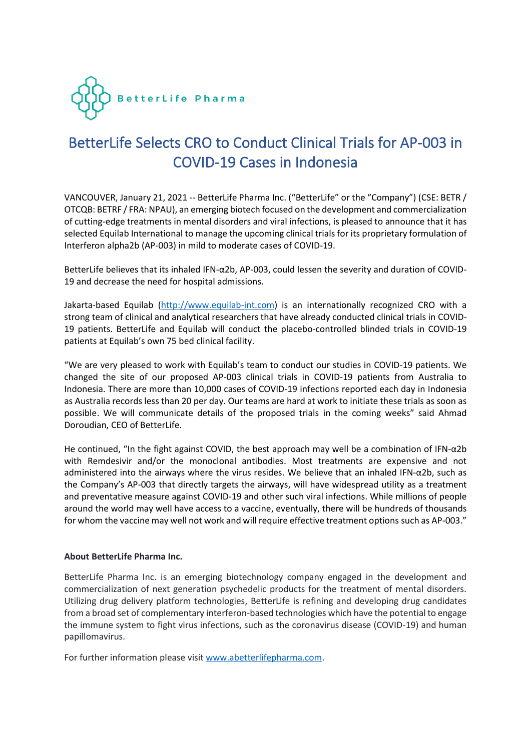BetterLife Pharma

# BetterLife Selects CRO to Conduct Clinical Trials for AP-003 in COVID-19 Cases in Indonesia

VANCOUVER, January 21, 2021 -- BetterLife Pharma Inc. ("BetterLife" or the "Company") (CSE: BETR / OTCQB: BETRF / FRA: NPAU), an emerging biotech focused on the development and commercialization of cutting-edge treatments in mental disorders and viral infections, is pleased to announce that it has selected Equilab International to manage the upcoming clinical trials for its proprietary formulation of Interferon alpha2b (AP-003) in mild to moderate cases of COVID-19.

BetterLife believes that its inhaled IFN-α2b, AP-003, could lessen the severity and duration of COVID-19 and decrease the need for hospital admissions.

Jakarta-based Equilab (http://www.equilab-int.com) is an internationally recognized CRO with a strong team of clinical and analytical researchers that have already conducted clinical trials in COVID-19 patients. BetterLife and Equilab will conduct the placebo-controlled blinded trials in COVID-19 patients at Equilab's own 75 bed clinical facility.

"We are very pleased to work with Equilab's team to conduct our studies in COVID-19 patients. We changed the site of our proposed AP-003 clinical trials in COVID-19 patients from Australia to Indonesia. There are more than 10,000 cases of COVID-19 infections reported each day in Indonesia as Australia records less than 20 per day. Our teams are hard at work to initiate these trials as soon as possible. We will communicate details of the proposed trials in the coming weeks" said Ahmad Doroudian, CEO of BetterLife.

He continued, "In the fight against COVID, the best approach may well be a combination of IFN-α2b with Remdesivir and/or the monoclonal antibodies. Most treatments are expensive and not administered into the airways where the virus resides. We believe that an inhaled IFN-α2b, such as the Company's AP-003 that directly targets the airways, will have widespread utility as a treatment and preventative measure against COVID-19 and other such viral infections. While millions of people around the world may well have access to a vaccine, eventually, there will be hundreds of thousands for whom the vaccine may well not work and will require effective treatment options such as AP-003."

**About BetterLife Pharma Inc.**

BetterLife Pharma Inc. is an emerging biotechnology company engaged in the development and commercialization of next generation psychedelic products for the treatment of mental disorders. Utilizing drug delivery platform technologies, BetterLife is refining and developing drug candidates from a broad set of complementary interferon-based technologies which have the potential to engage the immune system to fight virus infections, such as the coronavirus disease (COVID-19) and human papillomavirus.

For further information please visit www.abetterlifepharma.com.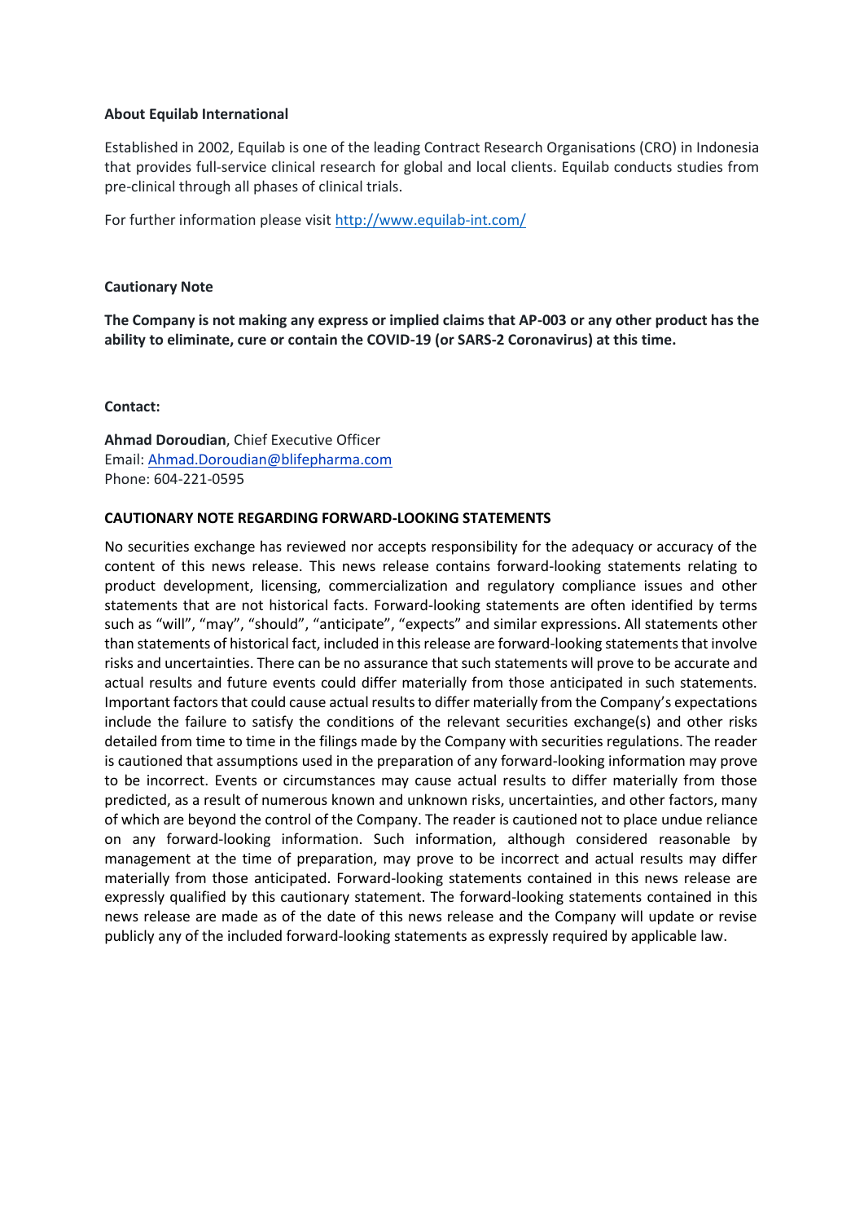**About Equilab International**

Established in 2002, Equilab is one of the leading Contract Research Organisations (CRO) in Indonesia that provides full-service clinical research for global and local clients. Equilab conducts studies from pre-clinical through all phases of clinical trials.

For further information please visit http://www.equilab-int.com/

**Cautionary Note**

**The Company is not making any express or implied claims that AP-003 or any other product has the ability to eliminate, cure or contain the COVID-19 (or SARS-2 Coronavirus) at this time.**

**Contact:**

**Ahmad Doroudian**, Chief Executive Officer
Email: Ahmad.Doroudian@blifepharma.com
Phone: 604-221-0595

**CAUTIONARY NOTE REGARDING FORWARD-LOOKING STATEMENTS**

No securities exchange has reviewed nor accepts responsibility for the adequacy or accuracy of the content of this news release. This news release contains forward-looking statements relating to product development, licensing, commercialization and regulatory compliance issues and other statements that are not historical facts. Forward-looking statements are often identified by terms such as "will", "may", "should", "anticipate", "expects" and similar expressions. All statements other than statements of historical fact, included in this release are forward-looking statements that involve risks and uncertainties. There can be no assurance that such statements will prove to be accurate and actual results and future events could differ materially from those anticipated in such statements. Important factors that could cause actual results to differ materially from the Company's expectations include the failure to satisfy the conditions of the relevant securities exchange(s) and other risks detailed from time to time in the filings made by the Company with securities regulations. The reader is cautioned that assumptions used in the preparation of any forward-looking information may prove to be incorrect. Events or circumstances may cause actual results to differ materially from those predicted, as a result of numerous known and unknown risks, uncertainties, and other factors, many of which are beyond the control of the Company. The reader is cautioned not to place undue reliance on any forward-looking information. Such information, although considered reasonable by management at the time of preparation, may prove to be incorrect and actual results may differ materially from those anticipated. Forward-looking statements contained in this news release are expressly qualified by this cautionary statement. The forward-looking statements contained in this news release are made as of the date of this news release and the Company will update or revise publicly any of the included forward-looking statements as expressly required by applicable law.